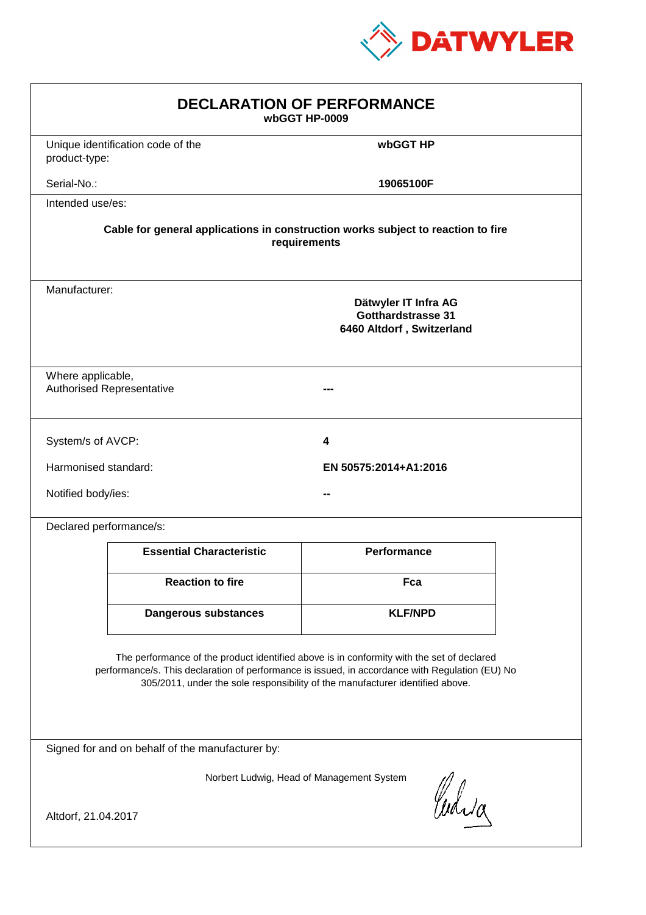DATWYLER

# DECLARATION OF PERFORMANCE

**wbGGT HP-0009**

Unique identification code of the product-type: **wbGGT HP**

Serial-No.: **19065100F**

Intended use/es:

**Cable for general applications in construction works subject to reaction to fire requirements**

Manufacturer:

**Dätwyler IT Infra AG**
**Gotthardstrasse 31**
**6460 Altdorf , Switzerland**

Where applicable,
Authorised Representative **---**

System/s of AVCP: **4**

Harmonised standard: **EN 50575:2014+A1:2016**

Notified body/ies: **--**

Declared performance/s:

| Essential Characteristic | Performance |
| --- | --- |
| **Reaction to fire** | **Fca** |
| **Dangerous substances** | **KLF/NPD** |

The performance of the product identified above is in conformity with the set of declared performance/s. This declaration of performance is issued, in accordance with Regulation (EU) No 305/2011, under the sole responsibility of the manufacturer identified above.

Signed for and on behalf of the manufacturer by:

Norbert Ludwig, Head of Management System

Altdorf, 21.04.2017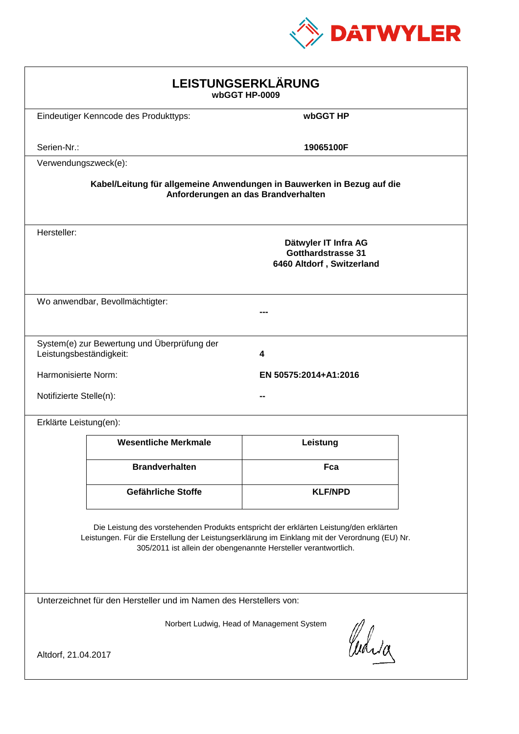DATWYLER

# LEISTUNGSERKLÄRUNG

**wbGGT HP-0009**

Eindeutiger Kenncode des Produkttyps: **wbGGT HP**

Serien-Nr.: **19065100F**

Verwendungszweck(e):

**Kabel/Leitung für allgemeine Anwendungen in Bauwerken in Bezug auf die Anforderungen an das Brandverhalten**

Hersteller:

**Dätwyler IT Infra AG**
**Gotthardstrasse 31**
**6460 Altdorf , Switzerland**

Wo anwendbar, Bevollmächtigter: **---**

System(e) zur Bewertung und Überprüfung der Leistungsbeständigkeit: **4**

Harmonisierte Norm: **EN 50575:2014+A1:2016**

Notifizierte Stelle(n): **--**

Erklärte Leistung(en):

| Wesentliche Merkmale | Leistung |
|---|---|
| **Brandverhalten** | **Fca** |
| **Gefährliche Stoffe** | **KLF/NPD** |

Die Leistung des vorstehenden Produkts entspricht der erklärten Leistung/den erklärten Leistungen. Für die Erstellung der Leistungserklärung im Einklang mit der Verordnung (EU) Nr. 305/2011 ist allein der obengenannte Hersteller verantwortlich.

Unterzeichnet für den Hersteller und im Namen des Herstellers von:

Norbert Ludwig, Head of Management System

Altdorf, 21.04.2017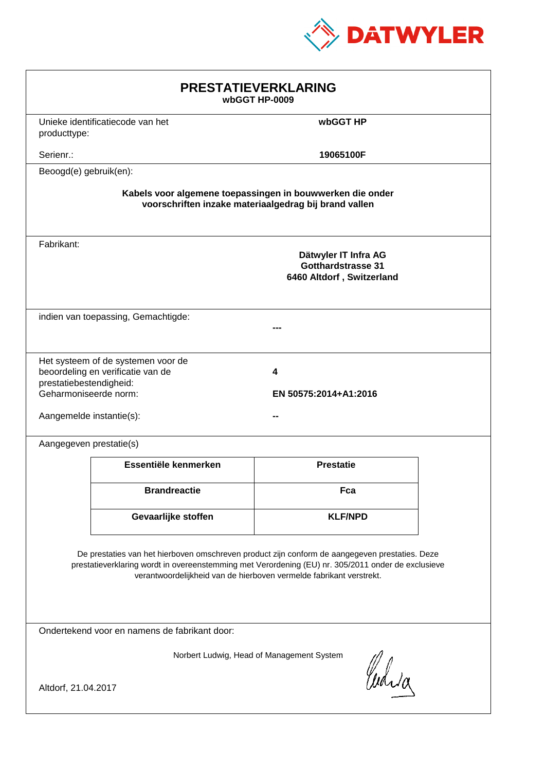DATWYLER

# PRESTATIEVERKLARING

**wbGGT HP-0009**

Unieke identificatiecode van het producttype: **wbGGT HP**

Serienr.: **19065100F**

Beoogd(e) gebruik(en):

**Kabels voor algemene toepassingen in bouwwerken die onder voorschriften inzake materiaalgedrag bij brand vallen**

Fabrikant:

**Dätwyler IT Infra AG**
**Gotthardstrasse 31**
**6460 Altdorf , Switzerland**

indien van toepassing, Gemachtigde: **---**

Het systeem of de systemen voor de beoordeling en verificatie van de prestatiebestendigheid: **4**

Geharmoniseerde norm: **EN 50575:2014+A1:2016**

Aangemelde instantie(s): **--**

Aangegeven prestatie(s)

| Essentiële kenmerken | Prestatie |
|---|---|
| **Brandreactie** | **Fca** |
| **Gevaarlijke stoffen** | **KLF/NPD** |

De prestaties van het hierboven omschreven product zijn conform de aangegeven prestaties. Deze prestatieverklaring wordt in overeenstemming met Verordening (EU) nr. 305/2011 onder de exclusieve verantwoordelijkheid van de hierboven vermelde fabrikant verstrekt.

Ondertekend voor en namens de fabrikant door:

Norbert Ludwig, Head of Management System

Altdorf, 21.04.2017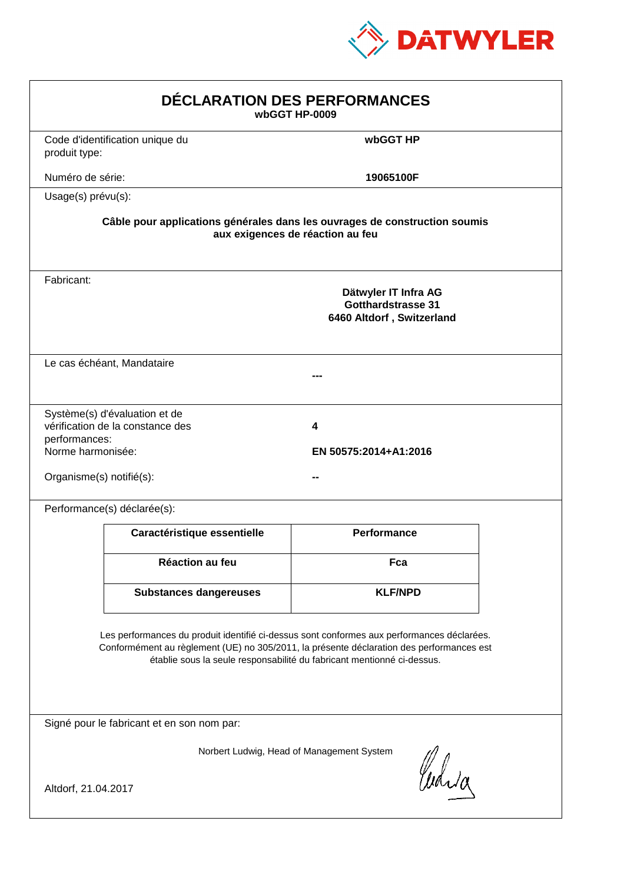DATWYLER

# DÉCLARATION DES PERFORMANCES

**wbGGT HP-0009**

Code d'identification unique du produit type: **wbGGT HP**

Numéro de série: **19065100F**

Usage(s) prévu(s):

**Câble pour applications générales dans les ouvrages de construction soumis aux exigences de réaction au feu**

Fabricant:

**Dätwyler IT Infra AG**
**Gotthardstrasse 31**
**6460 Altdorf , Switzerland**

Le cas échéant, Mandataire: **---**

Système(s) d'évaluation et de vérification de la constance des performances: **4**

Norme harmonisée: **EN 50575:2014+A1:2016**

Organisme(s) notifié(s): **--**

Performance(s) déclarée(s):

| Caractéristique essentielle | Performance |
| --- | --- |
| **Réaction au feu** | **Fca** |
| **Substances dangereuses** | **KLF/NPD** |

Les performances du produit identifié ci-dessus sont conformes aux performances déclarées. Conformément au règlement (UE) no 305/2011, la présente déclaration des performances est établie sous la seule responsabilité du fabricant mentionné ci-dessus.

Signé pour le fabricant et en son nom par:

Norbert Ludwig, Head of Management System

Altdorf, 21.04.2017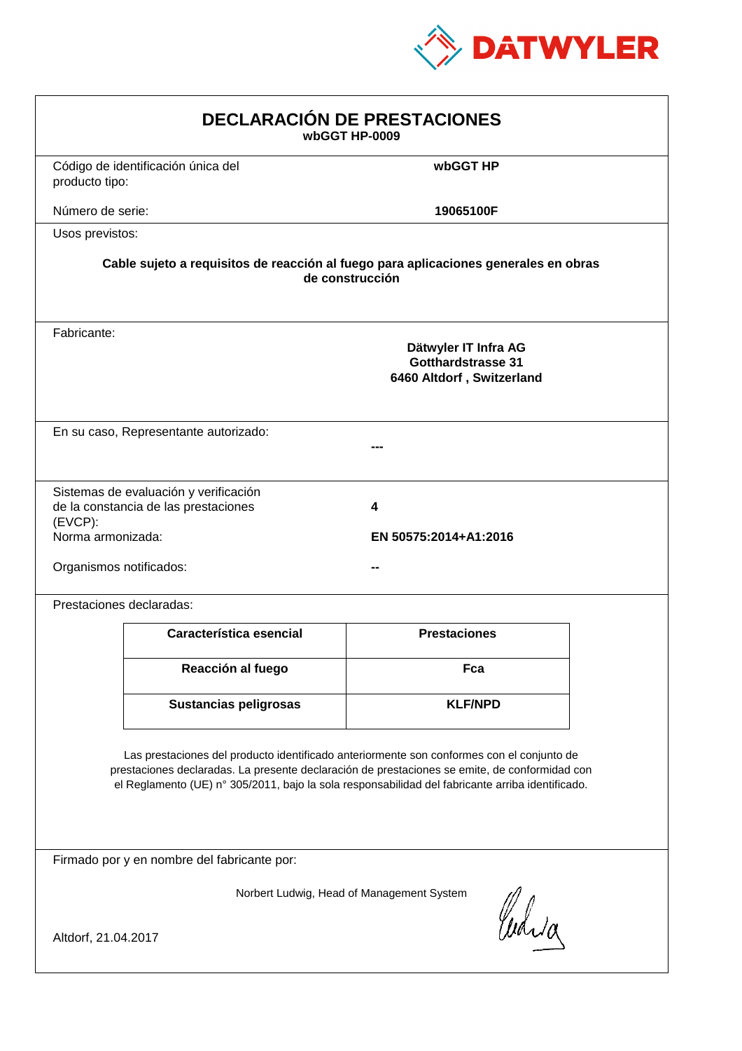DATWYLER

# DECLARACIÓN DE PRESTACIONES

**wbGGT HP-0009**

Código de identificación única del producto tipo: **wbGGT HP**

Número de serie: **19065100F**

Usos previstos:

**Cable sujeto a requisitos de reacción al fuego para aplicaciones generales en obras de construcción**

Fabricante:

**Dätwyler IT Infra AG**
**Gotthardstrasse 31**
**6460 Altdorf , Switzerland**

En su caso, Representante autorizado: **---**

Sistemas de evaluación y verificación de la constancia de las prestaciones (EVCP): **4**

Norma armonizada: **EN 50575:2014+A1:2016**

Organismos notificados: **--**

Prestaciones declaradas:

| Característica esencial | Prestaciones |
|---|---|
| **Reacción al fuego** | **Fca** |
| **Sustancias peligrosas** | **KLF/NPD** |

Las prestaciones del producto identificado anteriormente son conformes con el conjunto de prestaciones declaradas. La presente declaración de prestaciones se emite, de conformidad con el Reglamento (UE) n° 305/2011, bajo la sola responsabilidad del fabricante arriba identificado.

Firmado por y en nombre del fabricante por:

Norbert Ludwig, Head of Management System

Altdorf, 21.04.2017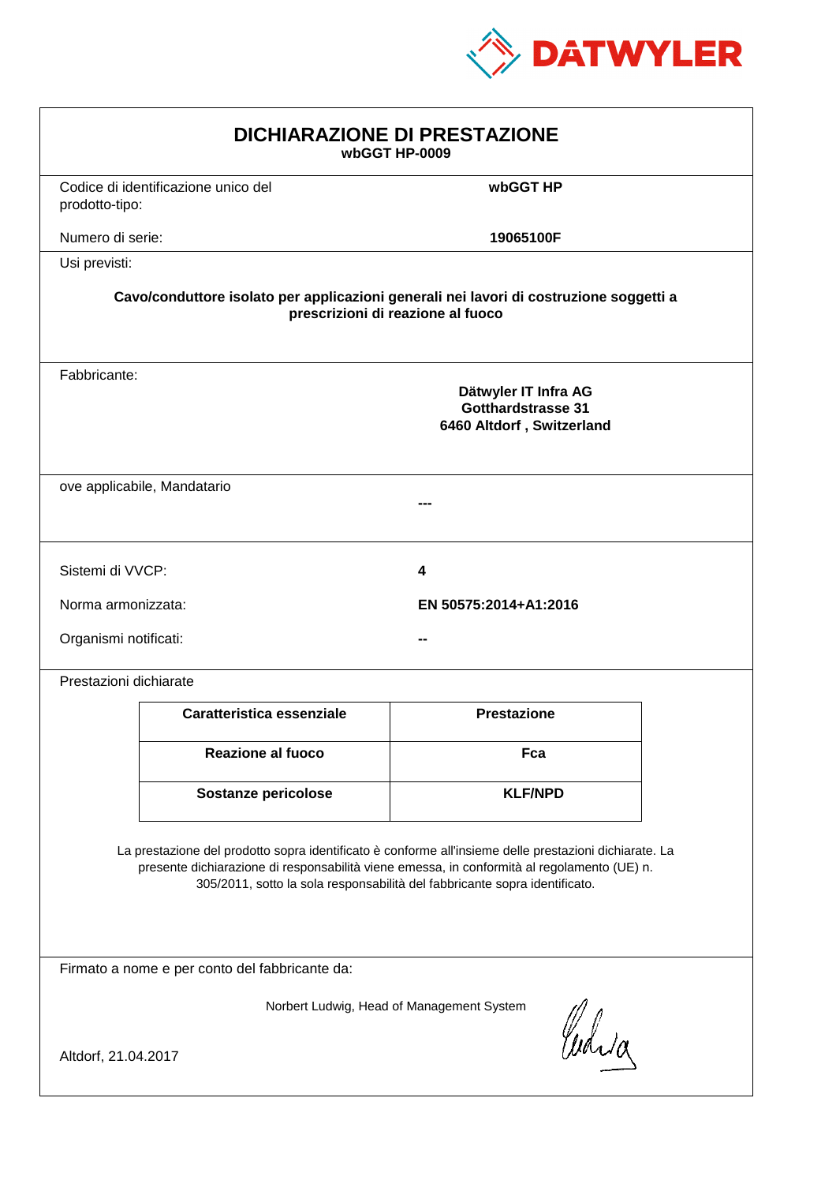DATWYLER

# DICHIARAZIONE DI PRESTAZIONE

**wbGGT HP-0009**

| | |
|---|---|
| Codice di identificazione unico del prodotto-tipo: | **wbGGT HP** |
| Numero di serie: | **19065100F** |

Usi previsti:

**Cavo/conduttore isolato per applicazioni generali nei lavori di costruzione soggetti a prescrizioni di reazione al fuoco**

Fabbricante:

**Dätwyler IT Infra AG**
**Gotthardstrasse 31**
**6460 Altdorf , Switzerland**

ove applicabile, Mandatario

**---**

| | |
|---|---|
| Sistemi di VVCP: | **4** |
| Norma armonizzata: | **EN 50575:2014+A1:2016** |
| Organismi notificati: | **--** |

Prestazioni dichiarate

| Caratteristica essenziale | Prestazione |
|---|---|
| **Reazione al fuoco** | **Fca** |
| **Sostanze pericolose** | **KLF/NPD** |

La prestazione del prodotto sopra identificato è conforme all'insieme delle prestazioni dichiarate. La presente dichiarazione di responsabilità viene emessa, in conformità al regolamento (UE) n. 305/2011, sotto la sola responsabilità del fabbricante sopra identificato.

Firmato a nome e per conto del fabbricante da:

Norbert Ludwig, Head of Management System

Altdorf, 21.04.2017